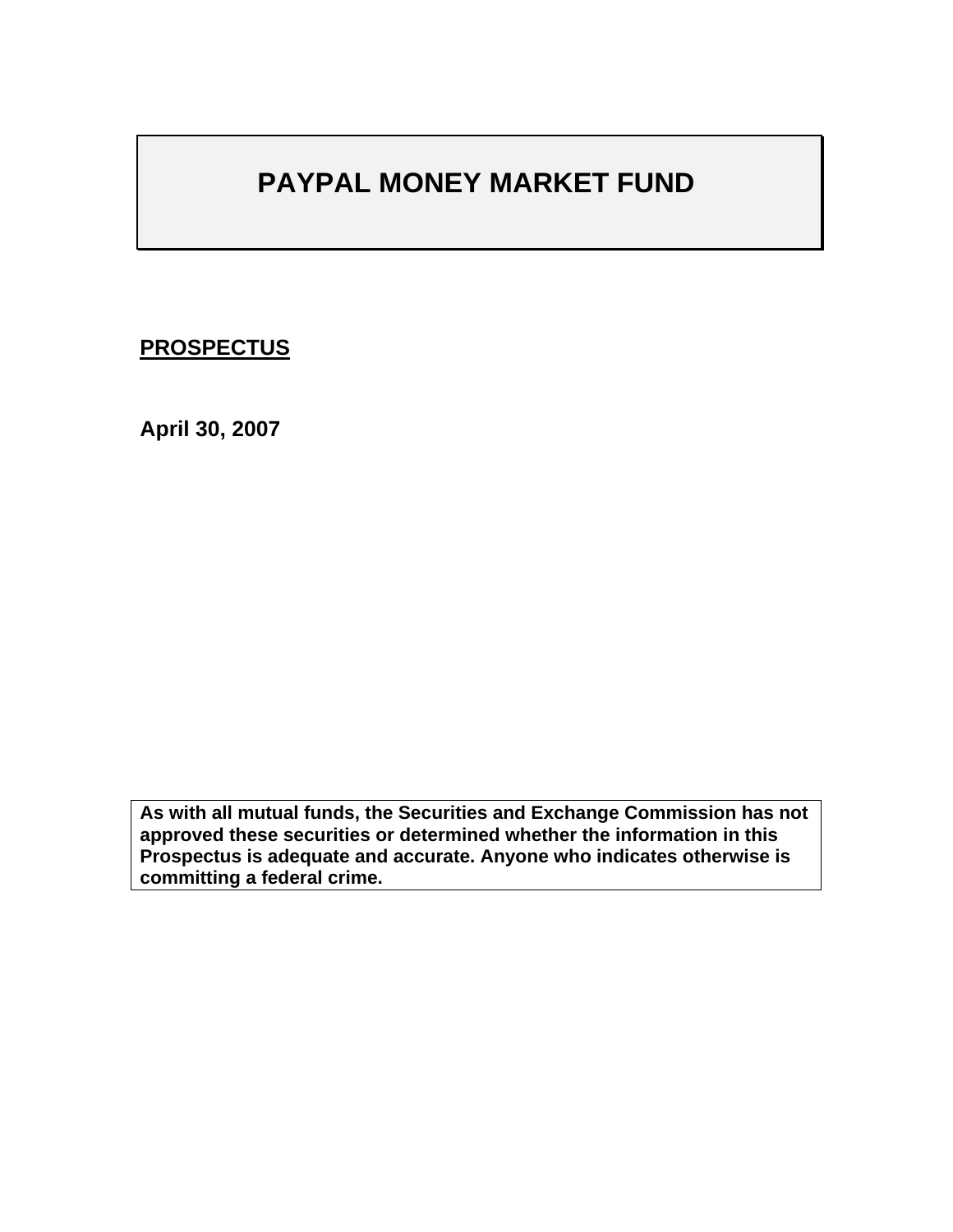# PAYPAL MONEY MARKET FUND

**PROSPECTUS**

**April 30, 2007**

**As with all mutual funds, the Securities and Exchange Commission has not approved these securities or determined whether the information in this Prospectus is adequate and accurate. Anyone who indicates otherwise is committing a federal crime.**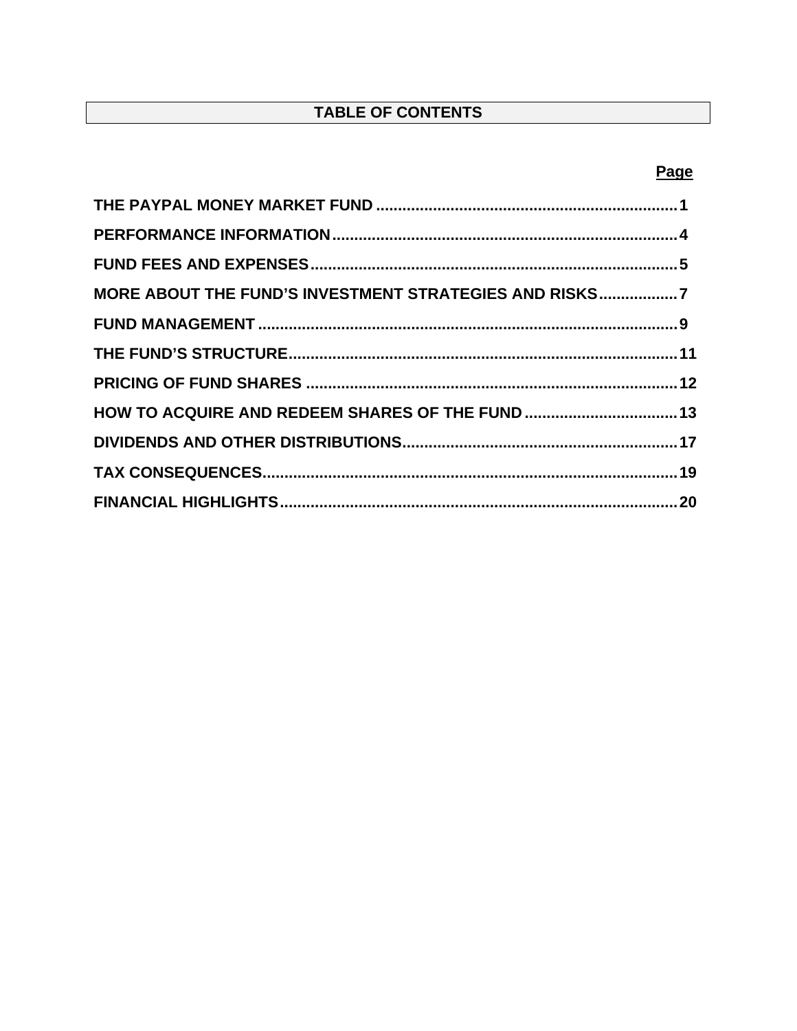# TABLE OF CONTENTS

| | Page |
|---|---|
| THE PAYPAL MONEY MARKET FUND | 1 |
| PERFORMANCE INFORMATION | 4 |
| FUND FEES AND EXPENSES | 5 |
| MORE ABOUT THE FUND'S INVESTMENT STRATEGIES AND RISKS | 7 |
| FUND MANAGEMENT | 9 |
| THE FUND'S STRUCTURE | 11 |
| PRICING OF FUND SHARES | 12 |
| HOW TO ACQUIRE AND REDEEM SHARES OF THE FUND | 13 |
| DIVIDENDS AND OTHER DISTRIBUTIONS | 17 |
| TAX CONSEQUENCES | 19 |
| FINANCIAL HIGHLIGHTS | 20 |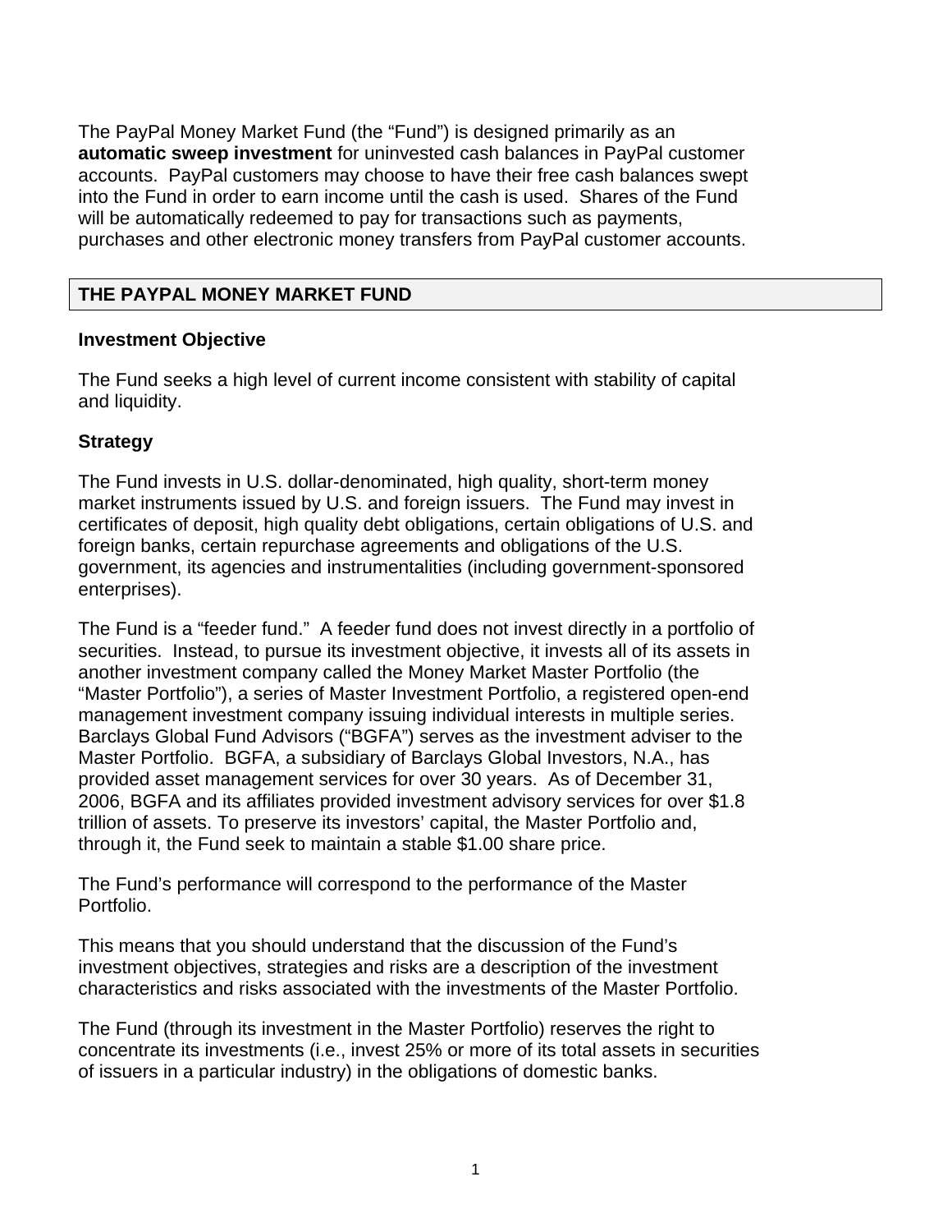The PayPal Money Market Fund (the "Fund") is designed primarily as an **automatic sweep investment** for uninvested cash balances in PayPal customer accounts. PayPal customers may choose to have their free cash balances swept into the Fund in order to earn income until the cash is used. Shares of the Fund will be automatically redeemed to pay for transactions such as payments, purchases and other electronic money transfers from PayPal customer accounts.

## THE PAYPAL MONEY MARKET FUND

### Investment Objective

The Fund seeks a high level of current income consistent with stability of capital and liquidity.

### Strategy

The Fund invests in U.S. dollar-denominated, high quality, short-term money market instruments issued by U.S. and foreign issuers. The Fund may invest in certificates of deposit, high quality debt obligations, certain obligations of U.S. and foreign banks, certain repurchase agreements and obligations of the U.S. government, its agencies and instrumentalities (including government-sponsored enterprises).

The Fund is a "feeder fund." A feeder fund does not invest directly in a portfolio of securities. Instead, to pursue its investment objective, it invests all of its assets in another investment company called the Money Market Master Portfolio (the "Master Portfolio"), a series of Master Investment Portfolio, a registered open-end management investment company issuing individual interests in multiple series. Barclays Global Fund Advisors ("BGFA") serves as the investment adviser to the Master Portfolio. BGFA, a subsidiary of Barclays Global Investors, N.A., has provided asset management services for over 30 years. As of December 31, 2006, BGFA and its affiliates provided investment advisory services for over $1.8 trillion of assets. To preserve its investors' capital, the Master Portfolio and, through it, the Fund seek to maintain a stable $1.00 share price.

The Fund's performance will correspond to the performance of the Master Portfolio.

This means that you should understand that the discussion of the Fund's investment objectives, strategies and risks are a description of the investment characteristics and risks associated with the investments of the Master Portfolio.

The Fund (through its investment in the Master Portfolio) reserves the right to concentrate its investments (i.e., invest 25% or more of its total assets in securities of issuers in a particular industry) in the obligations of domestic banks.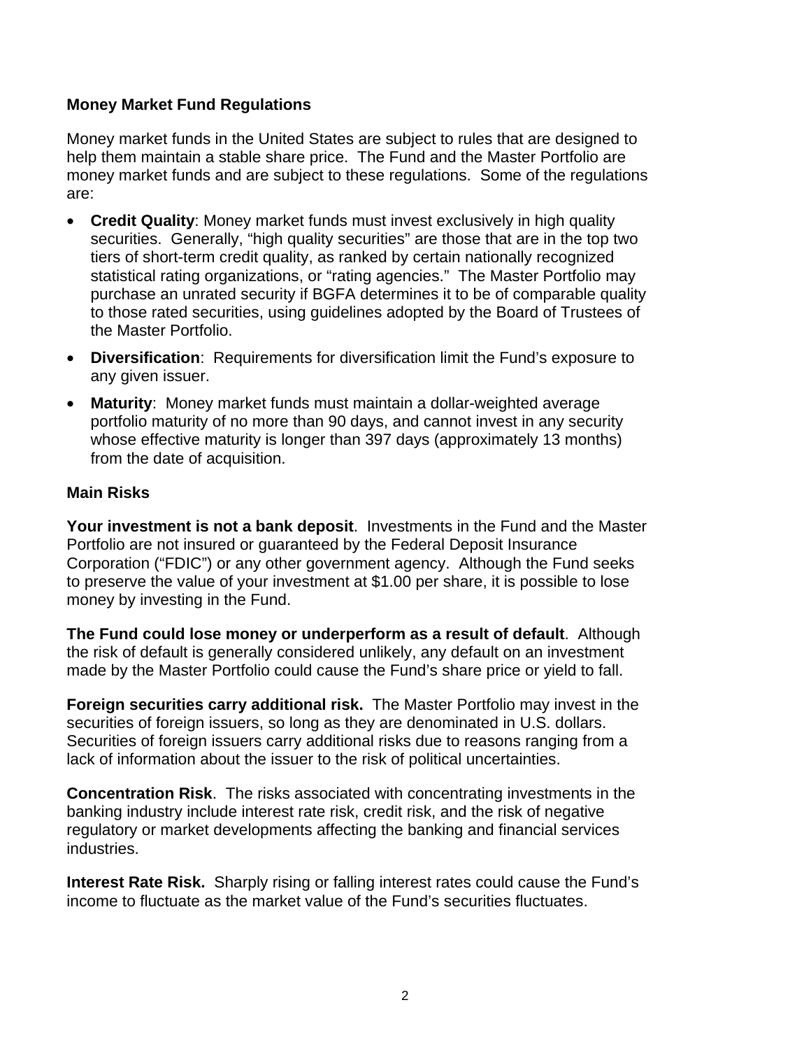## Money Market Fund Regulations

Money market funds in the United States are subject to rules that are designed to help them maintain a stable share price. The Fund and the Master Portfolio are money market funds and are subject to these regulations. Some of the regulations are:

- **Credit Quality**: Money market funds must invest exclusively in high quality securities. Generally, "high quality securities" are those that are in the top two tiers of short-term credit quality, as ranked by certain nationally recognized statistical rating organizations, or "rating agencies." The Master Portfolio may purchase an unrated security if BGFA determines it to be of comparable quality to those rated securities, using guidelines adopted by the Board of Trustees of the Master Portfolio.
- **Diversification**: Requirements for diversification limit the Fund's exposure to any given issuer.
- **Maturity**: Money market funds must maintain a dollar-weighted average portfolio maturity of no more than 90 days, and cannot invest in any security whose effective maturity is longer than 397 days (approximately 13 months) from the date of acquisition.

## Main Risks

**Your investment is not a bank deposit**. Investments in the Fund and the Master Portfolio are not insured or guaranteed by the Federal Deposit Insurance Corporation ("FDIC") or any other government agency. Although the Fund seeks to preserve the value of your investment at $1.00 per share, it is possible to lose money by investing in the Fund.

**The Fund could lose money or underperform as a result of default**. Although the risk of default is generally considered unlikely, any default on an investment made by the Master Portfolio could cause the Fund's share price or yield to fall.

**Foreign securities carry additional risk.** The Master Portfolio may invest in the securities of foreign issuers, so long as they are denominated in U.S. dollars. Securities of foreign issuers carry additional risks due to reasons ranging from a lack of information about the issuer to the risk of political uncertainties.

**Concentration Risk**. The risks associated with concentrating investments in the banking industry include interest rate risk, credit risk, and the risk of negative regulatory or market developments affecting the banking and financial services industries.

**Interest Rate Risk.** Sharply rising or falling interest rates could cause the Fund's income to fluctuate as the market value of the Fund's securities fluctuates.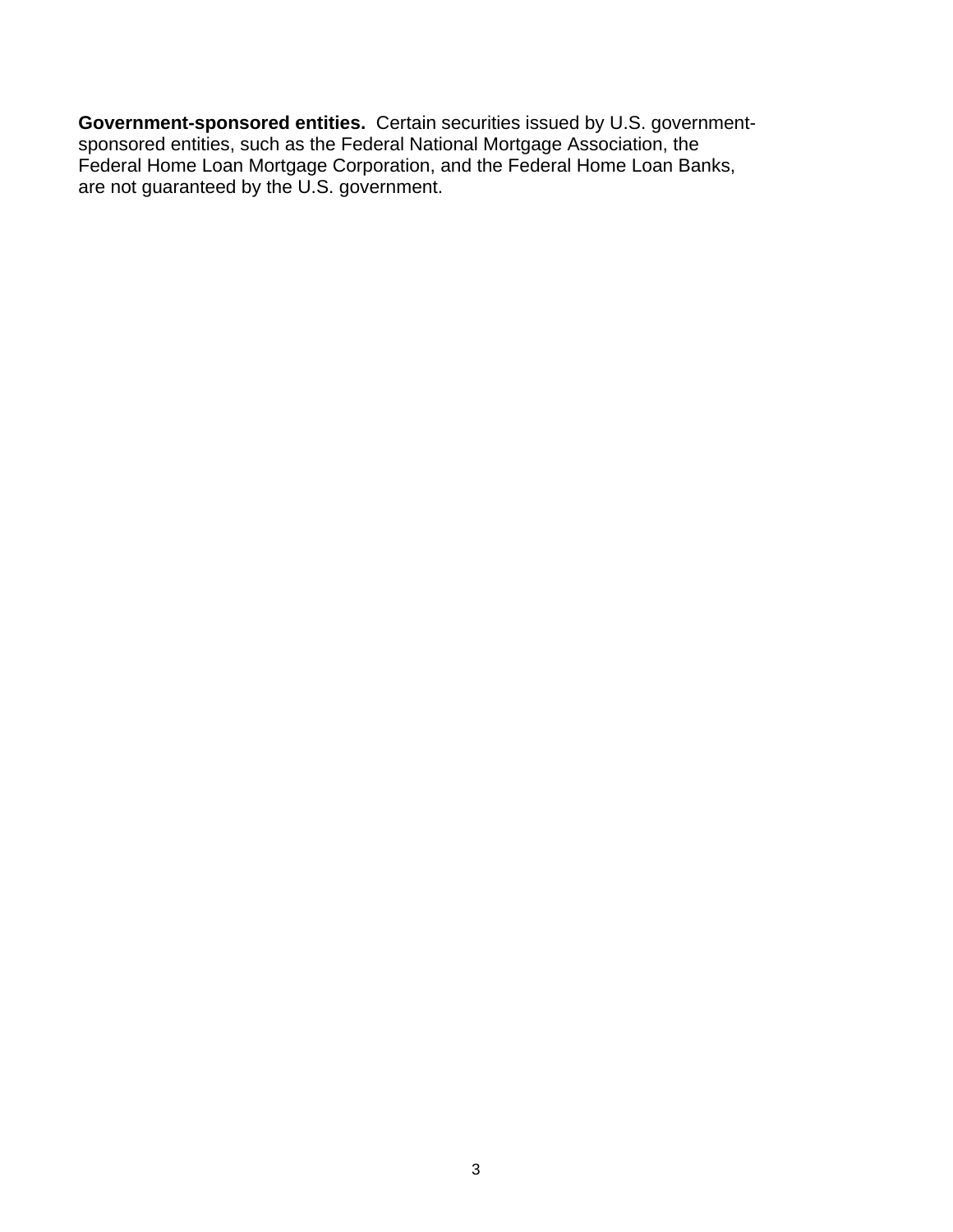**Government-sponsored entities.** Certain securities issued by U.S. government-sponsored entities, such as the Federal National Mortgage Association, the Federal Home Loan Mortgage Corporation, and the Federal Home Loan Banks, are not guaranteed by the U.S. government.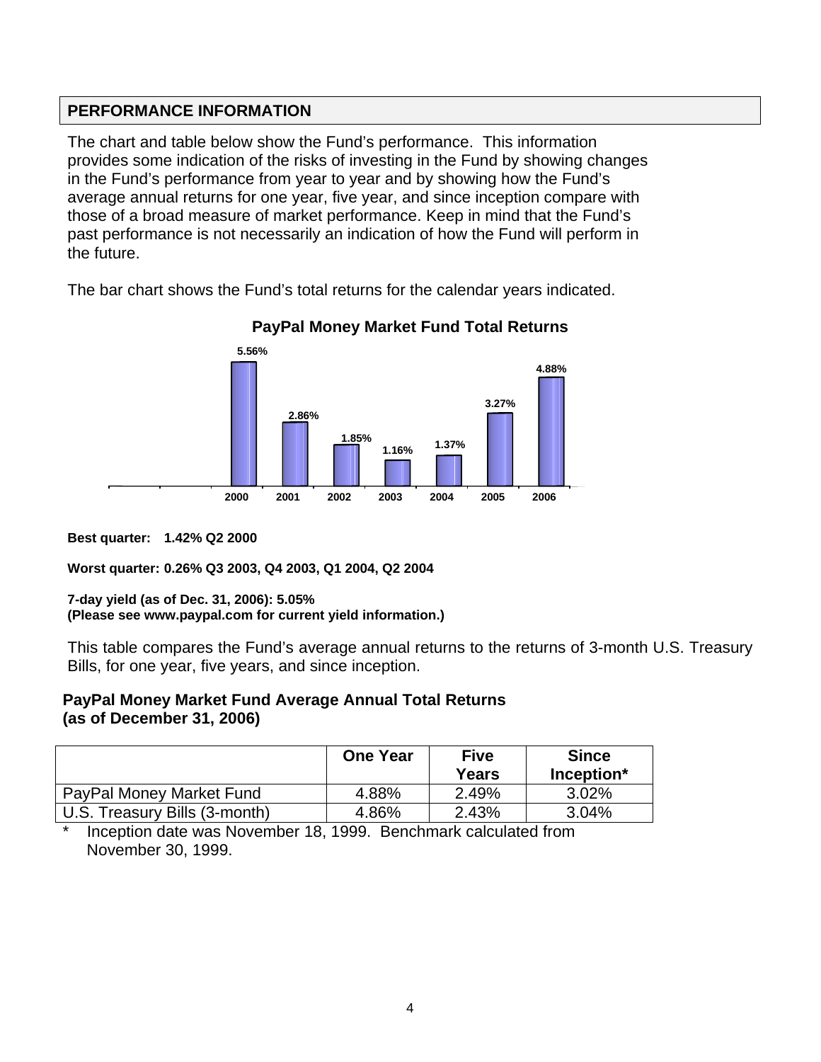## PERFORMANCE INFORMATION

The chart and table below show the Fund's performance. This information provides some indication of the risks of investing in the Fund by showing changes in the Fund's performance from year to year and by showing how the Fund's average annual returns for one year, five year, and since inception compare with those of a broad measure of market performance. Keep in mind that the Fund's past performance is not necessarily an indication of how the Fund will perform in the future.

The bar chart shows the Fund's total returns for the calendar years indicated.

**PayPal Money Market Fund Total Returns**

| Year | Total Return |
|---|---|
| 2000 | 5.56% |
| 2001 | 2.86% |
| 2002 | 1.85% |
| 2003 | 1.16% |
| 2004 | 1.37% |
| 2005 | 3.27% |
| 2006 | 4.88% |

**Best quarter: 1.42% Q2 2000**

**Worst quarter: 0.26% Q3 2003, Q4 2003, Q1 2004, Q2 2004**

**7-day yield (as of Dec. 31, 2006): 5.05%**
**(Please see www.paypal.com for current yield information.)**

This table compares the Fund's average annual returns to the returns of 3-month U.S. Treasury Bills, for one year, five years, and since inception.

**PayPal Money Market Fund Average Annual Total Returns (as of December 31, 2006)**

| | One Year | Five Years | Since Inception* |
|---|---|---|---|
| PayPal Money Market Fund | 4.88% | 2.49% | 3.02% |
| U.S. Treasury Bills (3-month) | 4.86% | 2.43% | 3.04% |

\* Inception date was November 18, 1999. Benchmark calculated from November 30, 1999.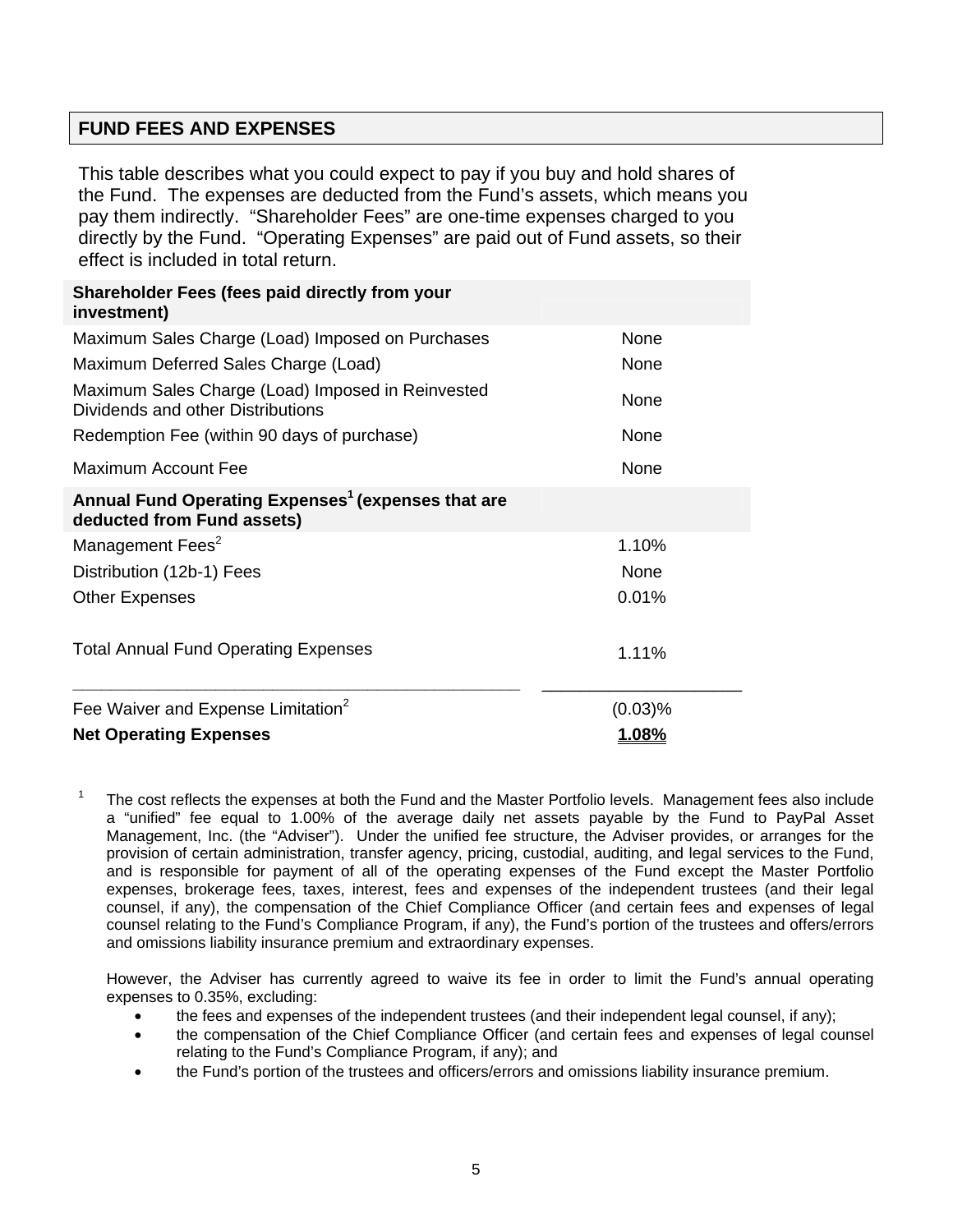## FUND FEES AND EXPENSES

This table describes what you could expect to pay if you buy and hold shares of the Fund. The expenses are deducted from the Fund's assets, which means you pay them indirectly. "Shareholder Fees" are one-time expenses charged to you directly by the Fund. "Operating Expenses" are paid out of Fund assets, so their effect is included in total return.

| **Shareholder Fees (fees paid directly from your investment)** | |
|---|---|
| Maximum Sales Charge (Load) Imposed on Purchases | None |
| Maximum Deferred Sales Charge (Load) | None |
| Maximum Sales Charge (Load) Imposed in Reinvested Dividends and other Distributions | None |
| Redemption Fee (within 90 days of purchase) | None |
| Maximum Account Fee | None |
| **Annual Fund Operating Expenses[1] (expenses that are deducted from Fund assets)** | |
| Management Fees[2] | 1.10% |
| Distribution (12b-1) Fees | None |
| Other Expenses | 0.01% |
| Total Annual Fund Operating Expenses | 1.11% |
| Fee Waiver and Expense Limitation[2] | (0.03)% |
| **Net Operating Expenses** | **1.08%** |

[1] The cost reflects the expenses at both the Fund and the Master Portfolio levels. Management fees also include a "unified" fee equal to 1.00% of the average daily net assets payable by the Fund to PayPal Asset Management, Inc. (the "Adviser"). Under the unified fee structure, the Adviser provides, or arranges for the provision of certain administration, transfer agency, pricing, custodial, auditing, and legal services to the Fund, and is responsible for payment of all of the operating expenses of the Fund except the Master Portfolio expenses, brokerage fees, taxes, interest, fees and expenses of the independent trustees (and their legal counsel, if any), the compensation of the Chief Compliance Officer (and certain fees and expenses of legal counsel relating to the Fund's Compliance Program, if any), the Fund's portion of the trustees and offers/errors and omissions liability insurance premium and extraordinary expenses.

However, the Adviser has currently agreed to waive its fee in order to limit the Fund's annual operating expenses to 0.35%, excluding:

- the fees and expenses of the independent trustees (and their independent legal counsel, if any);
- the compensation of the Chief Compliance Officer (and certain fees and expenses of legal counsel relating to the Fund's Compliance Program, if any); and
- the Fund's portion of the trustees and officers/errors and omissions liability insurance premium.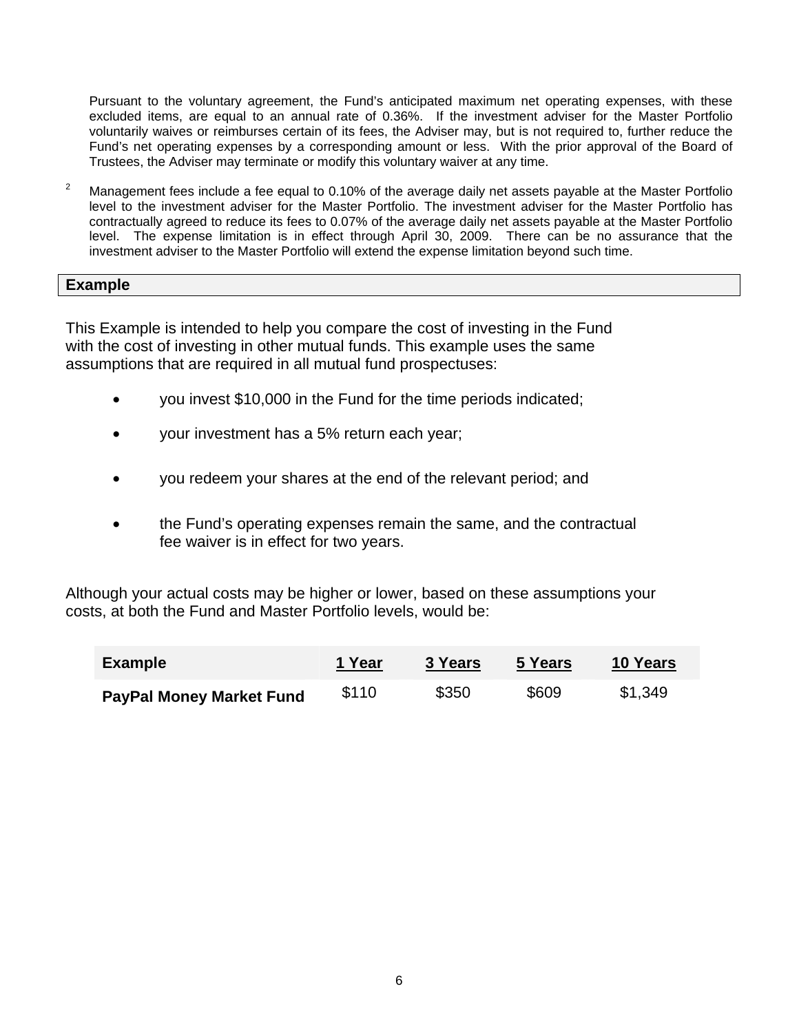Pursuant to the voluntary agreement, the Fund's anticipated maximum net operating expenses, with these excluded items, are equal to an annual rate of 0.36%. If the investment adviser for the Master Portfolio voluntarily waives or reimburses certain of its fees, the Adviser may, but is not required to, further reduce the Fund's net operating expenses by a corresponding amount or less. With the prior approval of the Board of Trustees, the Adviser may terminate or modify this voluntary waiver at any time.

[2] Management fees include a fee equal to 0.10% of the average daily net assets payable at the Master Portfolio level to the investment adviser for the Master Portfolio. The investment adviser for the Master Portfolio has contractually agreed to reduce its fees to 0.07% of the average daily net assets payable at the Master Portfolio level. The expense limitation is in effect through April 30, 2009. There can be no assurance that the investment adviser to the Master Portfolio will extend the expense limitation beyond such time.

## Example

This Example is intended to help you compare the cost of investing in the Fund with the cost of investing in other mutual funds. This example uses the same assumptions that are required in all mutual fund prospectuses:

- you invest $10,000 in the Fund for the time periods indicated;
- your investment has a 5% return each year;
- you redeem your shares at the end of the relevant period; and
- the Fund's operating expenses remain the same, and the contractual fee waiver is in effect for two years.

Although your actual costs may be higher or lower, based on these assumptions your costs, at both the Fund and Master Portfolio levels, would be:

| Example | 1 Year | 3 Years | 5 Years | 10 Years |
|---|---|---|---|---|
| **PayPal Money Market Fund** | $110 | $350 | $609 | $1,349 |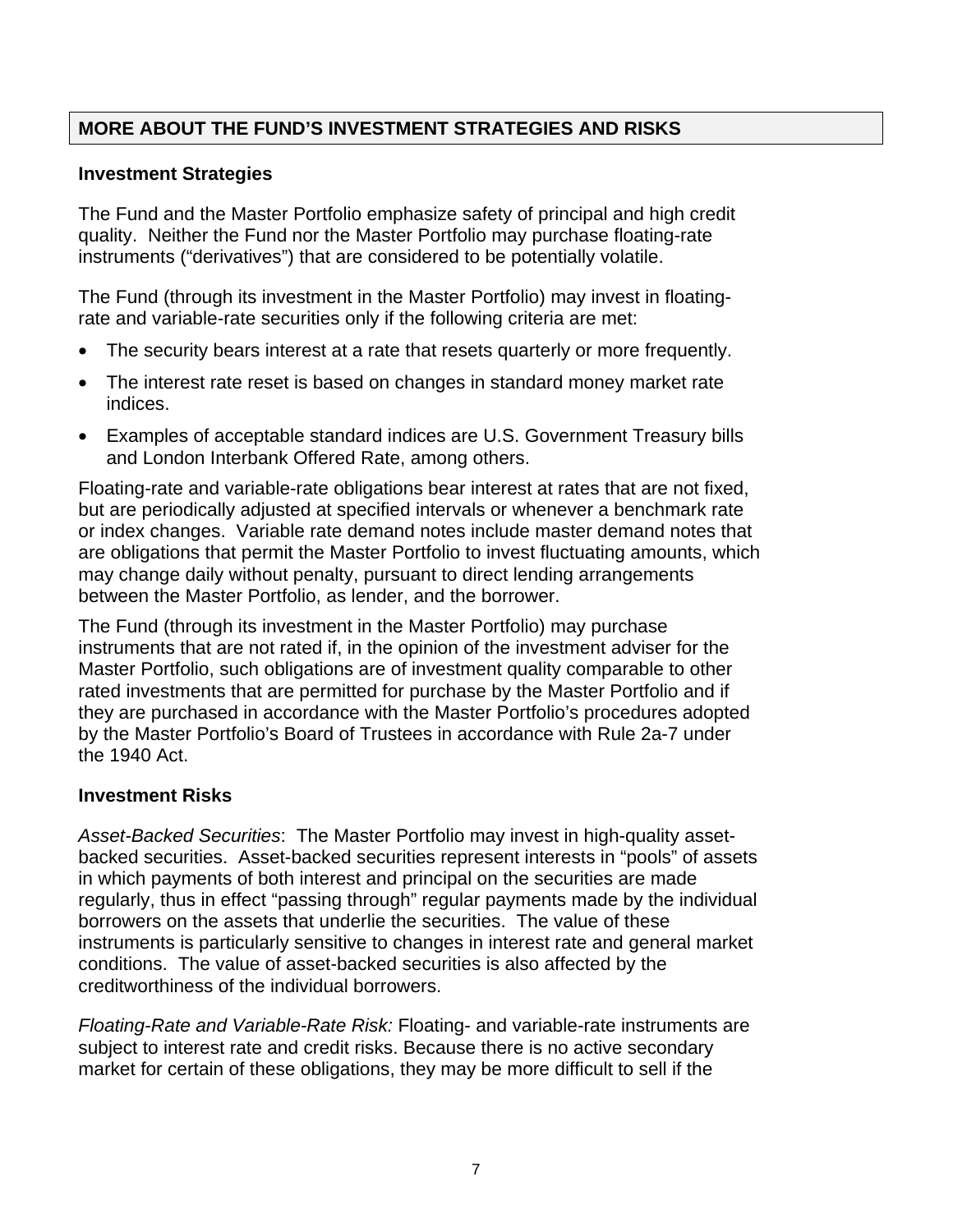## MORE ABOUT THE FUND'S INVESTMENT STRATEGIES AND RISKS

### Investment Strategies

The Fund and the Master Portfolio emphasize safety of principal and high credit quality. Neither the Fund nor the Master Portfolio may purchase floating-rate instruments ("derivatives") that are considered to be potentially volatile.

The Fund (through its investment in the Master Portfolio) may invest in floating-rate and variable-rate securities only if the following criteria are met:

- The security bears interest at a rate that resets quarterly or more frequently.
- The interest rate reset is based on changes in standard money market rate indices.
- Examples of acceptable standard indices are U.S. Government Treasury bills and London Interbank Offered Rate, among others.

Floating-rate and variable-rate obligations bear interest at rates that are not fixed, but are periodically adjusted at specified intervals or whenever a benchmark rate or index changes. Variable rate demand notes include master demand notes that are obligations that permit the Master Portfolio to invest fluctuating amounts, which may change daily without penalty, pursuant to direct lending arrangements between the Master Portfolio, as lender, and the borrower.

The Fund (through its investment in the Master Portfolio) may purchase instruments that are not rated if, in the opinion of the investment adviser for the Master Portfolio, such obligations are of investment quality comparable to other rated investments that are permitted for purchase by the Master Portfolio and if they are purchased in accordance with the Master Portfolio's procedures adopted by the Master Portfolio's Board of Trustees in accordance with Rule 2a-7 under the 1940 Act.

### Investment Risks

*Asset-Backed Securities*: The Master Portfolio may invest in high-quality asset-backed securities. Asset-backed securities represent interests in "pools" of assets in which payments of both interest and principal on the securities are made regularly, thus in effect "passing through" regular payments made by the individual borrowers on the assets that underlie the securities. The value of these instruments is particularly sensitive to changes in interest rate and general market conditions. The value of asset-backed securities is also affected by the creditworthiness of the individual borrowers.

*Floating-Rate and Variable-Rate Risk:* Floating- and variable-rate instruments are subject to interest rate and credit risks. Because there is no active secondary market for certain of these obligations, they may be more difficult to sell if the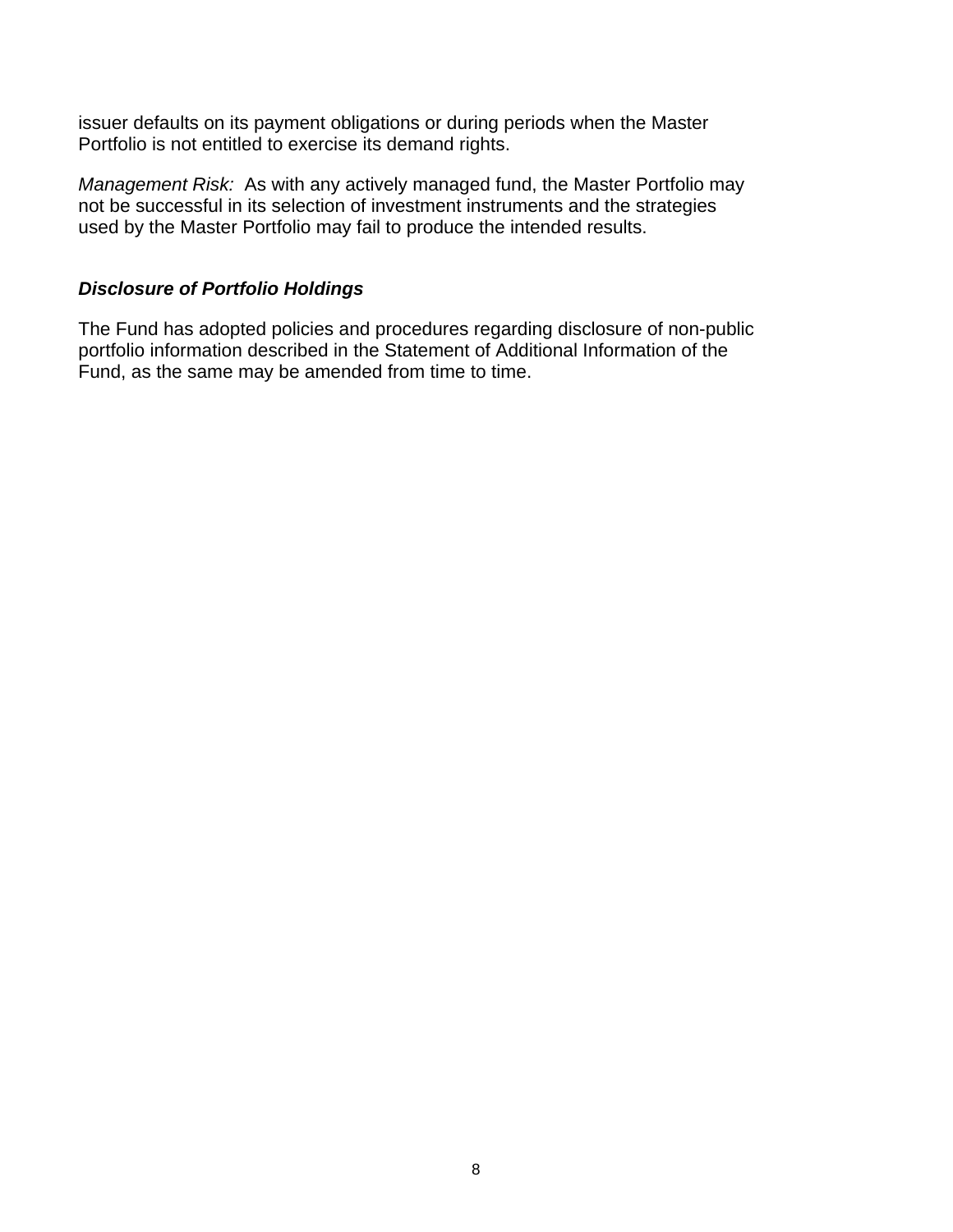issuer defaults on its payment obligations or during periods when the Master Portfolio is not entitled to exercise its demand rights.

*Management Risk:* As with any actively managed fund, the Master Portfolio may not be successful in its selection of investment instruments and the strategies used by the Master Portfolio may fail to produce the intended results.

### ***Disclosure of Portfolio Holdings***

The Fund has adopted policies and procedures regarding disclosure of non-public portfolio information described in the Statement of Additional Information of the Fund, as the same may be amended from time to time.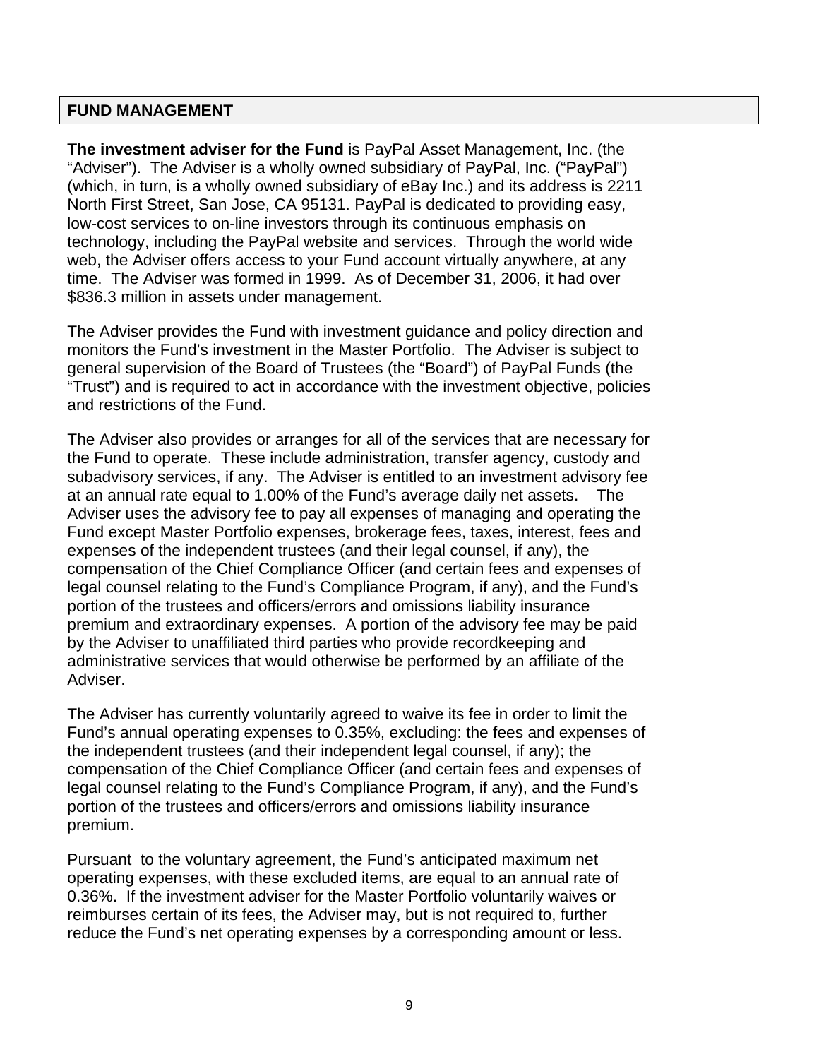## FUND MANAGEMENT

**The investment adviser for the Fund** is PayPal Asset Management, Inc. (the "Adviser"). The Adviser is a wholly owned subsidiary of PayPal, Inc. ("PayPal") (which, in turn, is a wholly owned subsidiary of eBay Inc.) and its address is 2211 North First Street, San Jose, CA 95131. PayPal is dedicated to providing easy, low-cost services to on-line investors through its continuous emphasis on technology, including the PayPal website and services. Through the world wide web, the Adviser offers access to your Fund account virtually anywhere, at any time. The Adviser was formed in 1999. As of December 31, 2006, it had over $836.3 million in assets under management.

The Adviser provides the Fund with investment guidance and policy direction and monitors the Fund's investment in the Master Portfolio. The Adviser is subject to general supervision of the Board of Trustees (the "Board") of PayPal Funds (the "Trust") and is required to act in accordance with the investment objective, policies and restrictions of the Fund.

The Adviser also provides or arranges for all of the services that are necessary for the Fund to operate. These include administration, transfer agency, custody and subadvisory services, if any. The Adviser is entitled to an investment advisory fee at an annual rate equal to 1.00% of the Fund's average daily net assets. The Adviser uses the advisory fee to pay all expenses of managing and operating the Fund except Master Portfolio expenses, brokerage fees, taxes, interest, fees and expenses of the independent trustees (and their legal counsel, if any), the compensation of the Chief Compliance Officer (and certain fees and expenses of legal counsel relating to the Fund's Compliance Program, if any), and the Fund's portion of the trustees and officers/errors and omissions liability insurance premium and extraordinary expenses. A portion of the advisory fee may be paid by the Adviser to unaffiliated third parties who provide recordkeeping and administrative services that would otherwise be performed by an affiliate of the Adviser.

The Adviser has currently voluntarily agreed to waive its fee in order to limit the Fund's annual operating expenses to 0.35%, excluding: the fees and expenses of the independent trustees (and their independent legal counsel, if any); the compensation of the Chief Compliance Officer (and certain fees and expenses of legal counsel relating to the Fund's Compliance Program, if any), and the Fund's portion of the trustees and officers/errors and omissions liability insurance premium.

Pursuant to the voluntary agreement, the Fund's anticipated maximum net operating expenses, with these excluded items, are equal to an annual rate of 0.36%. If the investment adviser for the Master Portfolio voluntarily waives or reimburses certain of its fees, the Adviser may, but is not required to, further reduce the Fund's net operating expenses by a corresponding amount or less.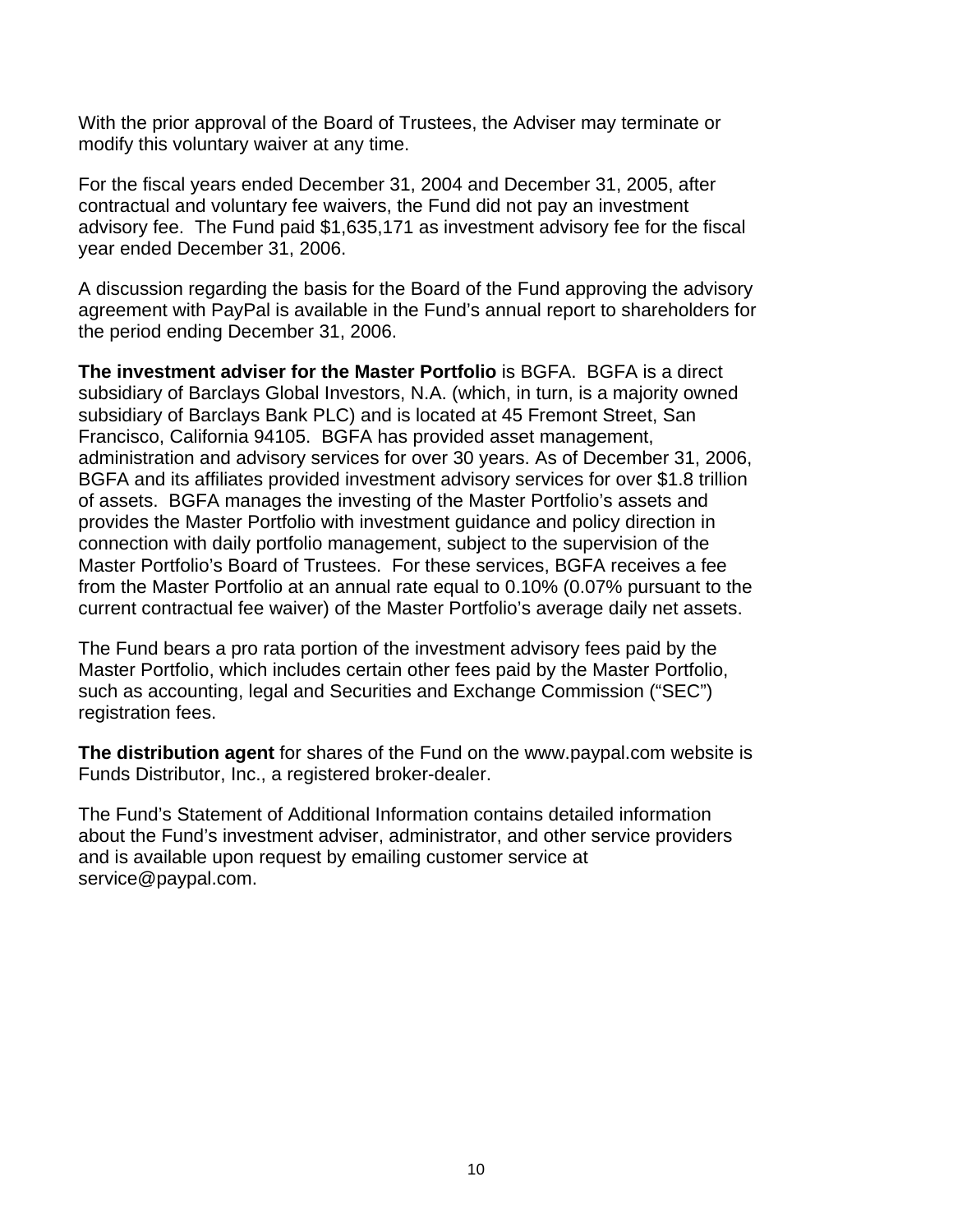With the prior approval of the Board of Trustees, the Adviser may terminate or modify this voluntary waiver at any time.

For the fiscal years ended December 31, 2004 and December 31, 2005, after contractual and voluntary fee waivers, the Fund did not pay an investment advisory fee. The Fund paid $1,635,171 as investment advisory fee for the fiscal year ended December 31, 2006.

A discussion regarding the basis for the Board of the Fund approving the advisory agreement with PayPal is available in the Fund's annual report to shareholders for the period ending December 31, 2006.

**The investment adviser for the Master Portfolio** is BGFA. BGFA is a direct subsidiary of Barclays Global Investors, N.A. (which, in turn, is a majority owned subsidiary of Barclays Bank PLC) and is located at 45 Fremont Street, San Francisco, California 94105. BGFA has provided asset management, administration and advisory services for over 30 years. As of December 31, 2006, BGFA and its affiliates provided investment advisory services for over $1.8 trillion of assets. BGFA manages the investing of the Master Portfolio's assets and provides the Master Portfolio with investment guidance and policy direction in connection with daily portfolio management, subject to the supervision of the Master Portfolio's Board of Trustees. For these services, BGFA receives a fee from the Master Portfolio at an annual rate equal to 0.10% (0.07% pursuant to the current contractual fee waiver) of the Master Portfolio's average daily net assets.

The Fund bears a pro rata portion of the investment advisory fees paid by the Master Portfolio, which includes certain other fees paid by the Master Portfolio, such as accounting, legal and Securities and Exchange Commission ("SEC") registration fees.

**The distribution agent** for shares of the Fund on the www.paypal.com website is Funds Distributor, Inc., a registered broker-dealer.

The Fund's Statement of Additional Information contains detailed information about the Fund's investment adviser, administrator, and other service providers and is available upon request by emailing customer service at service@paypal.com.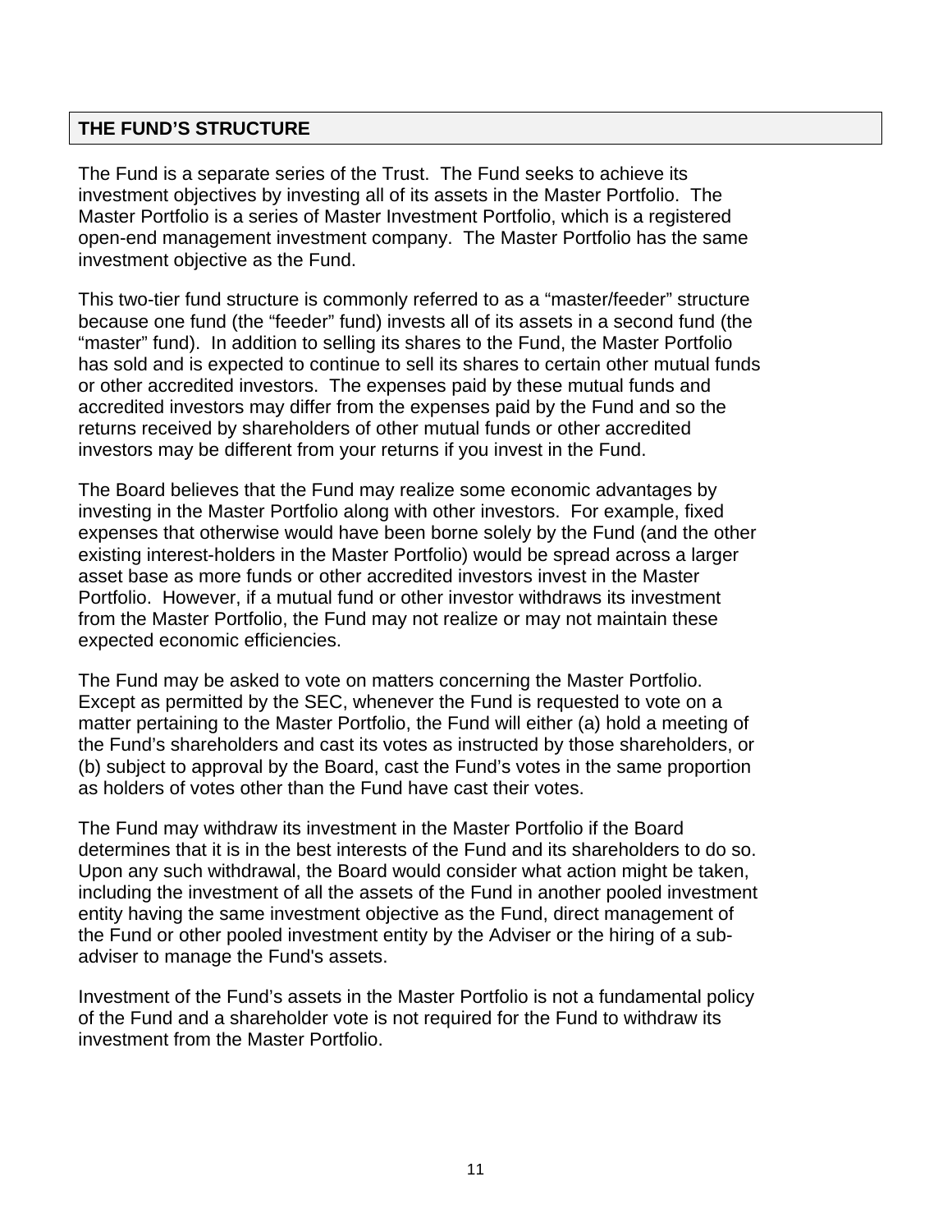## THE FUND’S STRUCTURE

The Fund is a separate series of the Trust. The Fund seeks to achieve its investment objectives by investing all of its assets in the Master Portfolio. The Master Portfolio is a series of Master Investment Portfolio, which is a registered open-end management investment company. The Master Portfolio has the same investment objective as the Fund.

This two-tier fund structure is commonly referred to as a “master/feeder” structure because one fund (the “feeder” fund) invests all of its assets in a second fund (the “master” fund). In addition to selling its shares to the Fund, the Master Portfolio has sold and is expected to continue to sell its shares to certain other mutual funds or other accredited investors. The expenses paid by these mutual funds and accredited investors may differ from the expenses paid by the Fund and so the returns received by shareholders of other mutual funds or other accredited investors may be different from your returns if you invest in the Fund.

The Board believes that the Fund may realize some economic advantages by investing in the Master Portfolio along with other investors. For example, fixed expenses that otherwise would have been borne solely by the Fund (and the other existing interest-holders in the Master Portfolio) would be spread across a larger asset base as more funds or other accredited investors invest in the Master Portfolio. However, if a mutual fund or other investor withdraws its investment from the Master Portfolio, the Fund may not realize or may not maintain these expected economic efficiencies.

The Fund may be asked to vote on matters concerning the Master Portfolio. Except as permitted by the SEC, whenever the Fund is requested to vote on a matter pertaining to the Master Portfolio, the Fund will either (a) hold a meeting of the Fund’s shareholders and cast its votes as instructed by those shareholders, or (b) subject to approval by the Board, cast the Fund’s votes in the same proportion as holders of votes other than the Fund have cast their votes.

The Fund may withdraw its investment in the Master Portfolio if the Board determines that it is in the best interests of the Fund and its shareholders to do so. Upon any such withdrawal, the Board would consider what action might be taken, including the investment of all the assets of the Fund in another pooled investment entity having the same investment objective as the Fund, direct management of the Fund or other pooled investment entity by the Adviser or the hiring of a sub-adviser to manage the Fund's assets.

Investment of the Fund’s assets in the Master Portfolio is not a fundamental policy of the Fund and a shareholder vote is not required for the Fund to withdraw its investment from the Master Portfolio.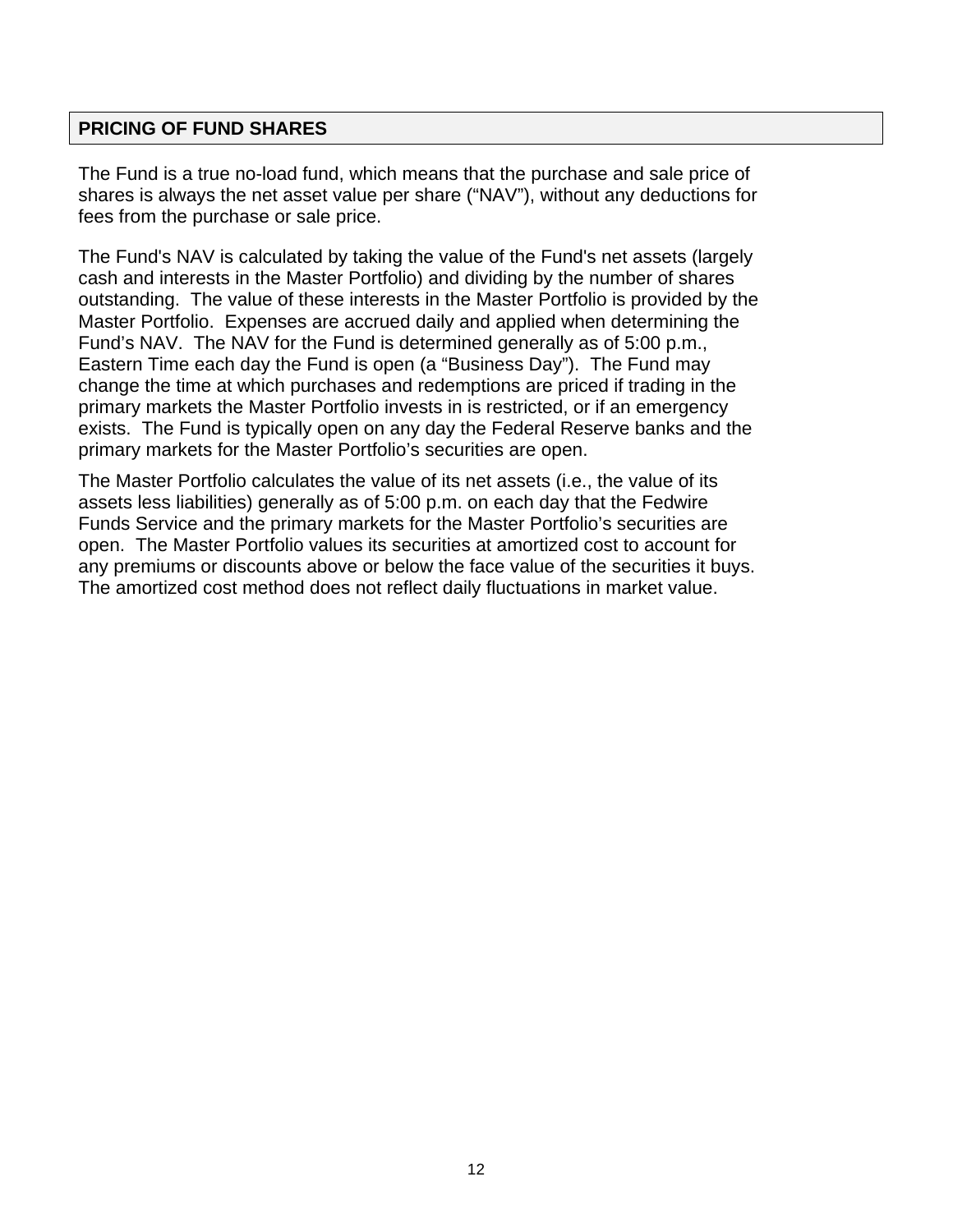## PRICING OF FUND SHARES

The Fund is a true no-load fund, which means that the purchase and sale price of shares is always the net asset value per share ("NAV"), without any deductions for fees from the purchase or sale price.

The Fund's NAV is calculated by taking the value of the Fund's net assets (largely cash and interests in the Master Portfolio) and dividing by the number of shares outstanding. The value of these interests in the Master Portfolio is provided by the Master Portfolio. Expenses are accrued daily and applied when determining the Fund's NAV. The NAV for the Fund is determined generally as of 5:00 p.m., Eastern Time each day the Fund is open (a "Business Day"). The Fund may change the time at which purchases and redemptions are priced if trading in the primary markets the Master Portfolio invests in is restricted, or if an emergency exists. The Fund is typically open on any day the Federal Reserve banks and the primary markets for the Master Portfolio's securities are open.

The Master Portfolio calculates the value of its net assets (i.e., the value of its assets less liabilities) generally as of 5:00 p.m. on each day that the Fedwire Funds Service and the primary markets for the Master Portfolio's securities are open. The Master Portfolio values its securities at amortized cost to account for any premiums or discounts above or below the face value of the securities it buys. The amortized cost method does not reflect daily fluctuations in market value.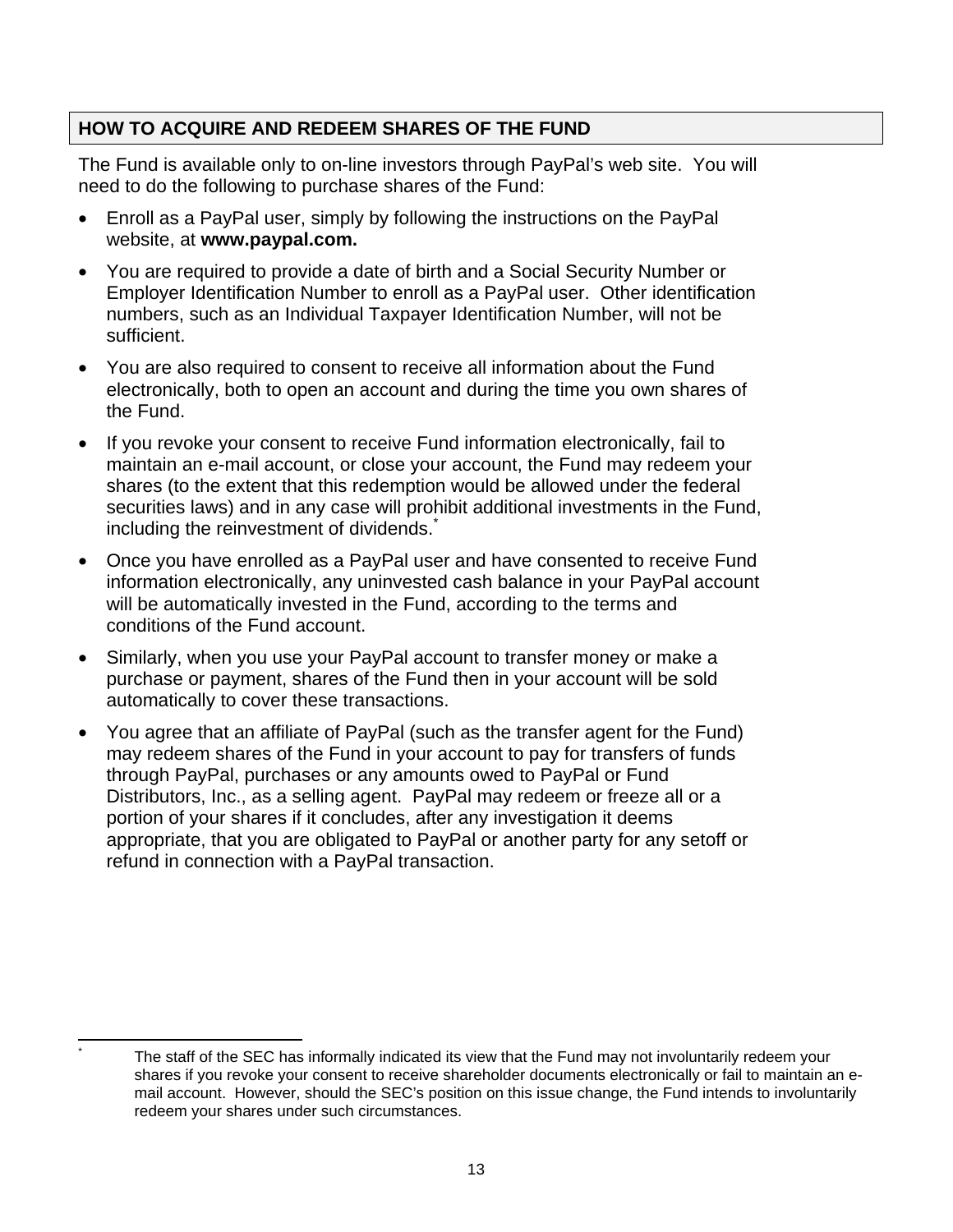## HOW TO ACQUIRE AND REDEEM SHARES OF THE FUND

The Fund is available only to on-line investors through PayPal's web site. You will need to do the following to purchase shares of the Fund:

- Enroll as a PayPal user, simply by following the instructions on the PayPal website, at **www.paypal.com.**
- You are required to provide a date of birth and a Social Security Number or Employer Identification Number to enroll as a PayPal user. Other identification numbers, such as an Individual Taxpayer Identification Number, will not be sufficient.
- You are also required to consent to receive all information about the Fund electronically, both to open an account and during the time you own shares of the Fund.
- If you revoke your consent to receive Fund information electronically, fail to maintain an e-mail account, or close your account, the Fund may redeem your shares (to the extent that this redemption would be allowed under the federal securities laws) and in any case will prohibit additional investments in the Fund, including the reinvestment of dividends.[*]
- Once you have enrolled as a PayPal user and have consented to receive Fund information electronically, any uninvested cash balance in your PayPal account will be automatically invested in the Fund, according to the terms and conditions of the Fund account.
- Similarly, when you use your PayPal account to transfer money or make a purchase or payment, shares of the Fund then in your account will be sold automatically to cover these transactions.
- You agree that an affiliate of PayPal (such as the transfer agent for the Fund) may redeem shares of the Fund in your account to pay for transfers of funds through PayPal, purchases or any amounts owed to PayPal or Fund Distributors, Inc., as a selling agent. PayPal may redeem or freeze all or a portion of your shares if it concludes, after any investigation it deems appropriate, that you are obligated to PayPal or another party for any setoff or refund in connection with a PayPal transaction.

---

[*] The staff of the SEC has informally indicated its view that the Fund may not involuntarily redeem your shares if you revoke your consent to receive shareholder documents electronically or fail to maintain an e-mail account. However, should the SEC's position on this issue change, the Fund intends to involuntarily redeem your shares under such circumstances.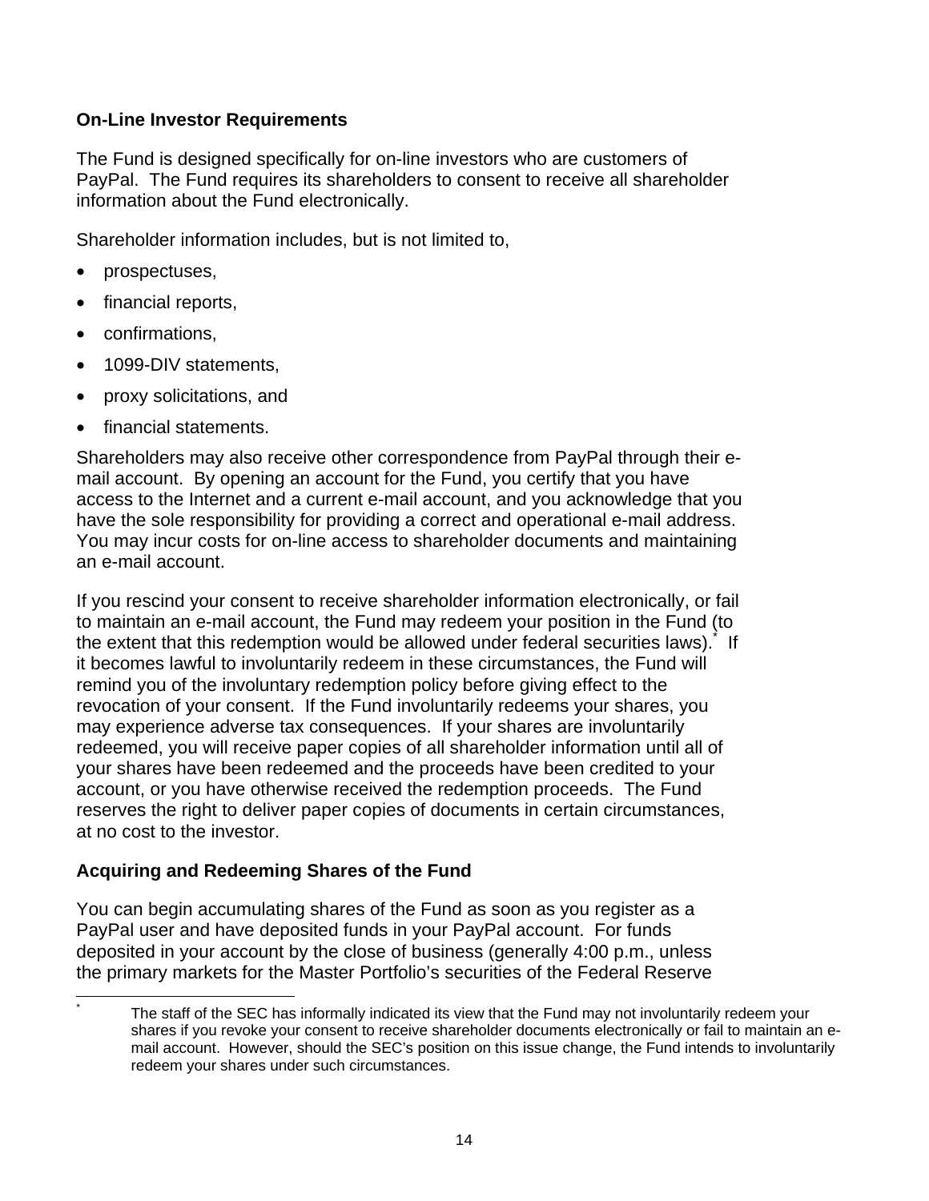## On-Line Investor Requirements

The Fund is designed specifically for on-line investors who are customers of PayPal. The Fund requires its shareholders to consent to receive all shareholder information about the Fund electronically.

Shareholder information includes, but is not limited to,

- prospectuses,
- financial reports,
- confirmations,
- 1099-DIV statements,
- proxy solicitations, and
- financial statements.

Shareholders may also receive other correspondence from PayPal through their e-mail account. By opening an account for the Fund, you certify that you have access to the Internet and a current e-mail account, and you acknowledge that you have the sole responsibility for providing a correct and operational e-mail address. You may incur costs for on-line access to shareholder documents and maintaining an e-mail account.

If you rescind your consent to receive shareholder information electronically, or fail to maintain an e-mail account, the Fund may redeem your position in the Fund (to the extent that this redemption would be allowed under federal securities laws).[*] If it becomes lawful to involuntarily redeem in these circumstances, the Fund will remind you of the involuntary redemption policy before giving effect to the revocation of your consent. If the Fund involuntarily redeems your shares, you may experience adverse tax consequences. If your shares are involuntarily redeemed, you will receive paper copies of all shareholder information until all of your shares have been redeemed and the proceeds have been credited to your account, or you have otherwise received the redemption proceeds. The Fund reserves the right to deliver paper copies of documents in certain circumstances, at no cost to the investor.

## Acquiring and Redeeming Shares of the Fund

You can begin accumulating shares of the Fund as soon as you register as a PayPal user and have deposited funds in your PayPal account. For funds deposited in your account by the close of business (generally 4:00 p.m., unless the primary markets for the Master Portfolio's securities of the Federal Reserve

---

[*] The staff of the SEC has informally indicated its view that the Fund may not involuntarily redeem your shares if you revoke your consent to receive shareholder documents electronically or fail to maintain an e-mail account. However, should the SEC's position on this issue change, the Fund intends to involuntarily redeem your shares under such circumstances.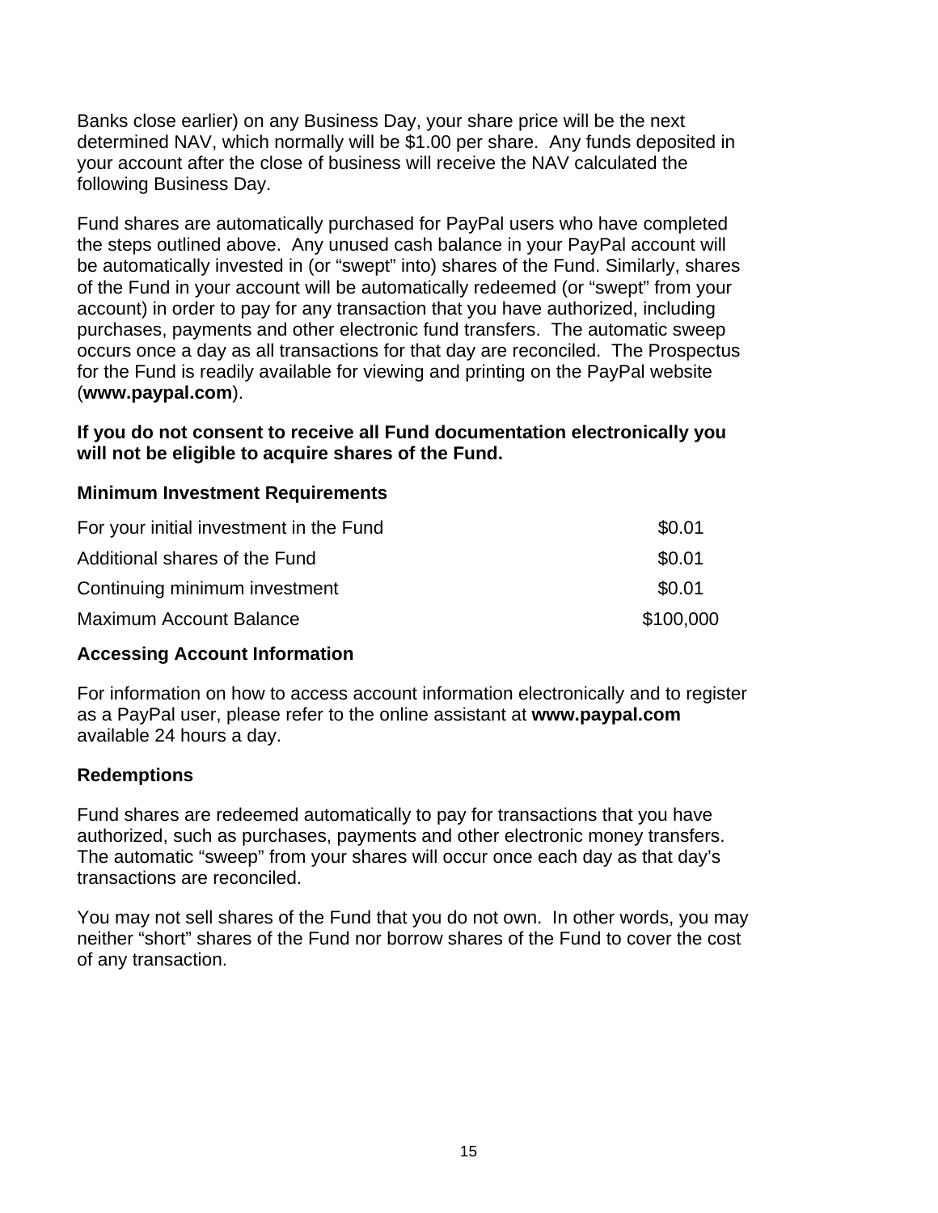Banks close earlier) on any Business Day, your share price will be the next determined NAV, which normally will be $1.00 per share. Any funds deposited in your account after the close of business will receive the NAV calculated the following Business Day.

Fund shares are automatically purchased for PayPal users who have completed the steps outlined above. Any unused cash balance in your PayPal account will be automatically invested in (or "swept" into) shares of the Fund. Similarly, shares of the Fund in your account will be automatically redeemed (or "swept" from your account) in order to pay for any transaction that you have authorized, including purchases, payments and other electronic fund transfers. The automatic sweep occurs once a day as all transactions for that day are reconciled. The Prospectus for the Fund is readily available for viewing and printing on the PayPal website (**www.paypal.com**).

**If you do not consent to receive all Fund documentation electronically you will not be eligible to acquire shares of the Fund.**

**Minimum Investment Requirements**

| | |
|---|---|
| For your initial investment in the Fund | $0.01 |
| Additional shares of the Fund | $0.01 |
| Continuing minimum investment | $0.01 |
| Maximum Account Balance | $100,000 |

**Accessing Account Information**

For information on how to access account information electronically and to register as a PayPal user, please refer to the online assistant at **www.paypal.com** available 24 hours a day.

**Redemptions**

Fund shares are redeemed automatically to pay for transactions that you have authorized, such as purchases, payments and other electronic money transfers. The automatic "sweep" from your shares will occur once each day as that day's transactions are reconciled.

You may not sell shares of the Fund that you do not own. In other words, you may neither "short" shares of the Fund nor borrow shares of the Fund to cover the cost of any transaction.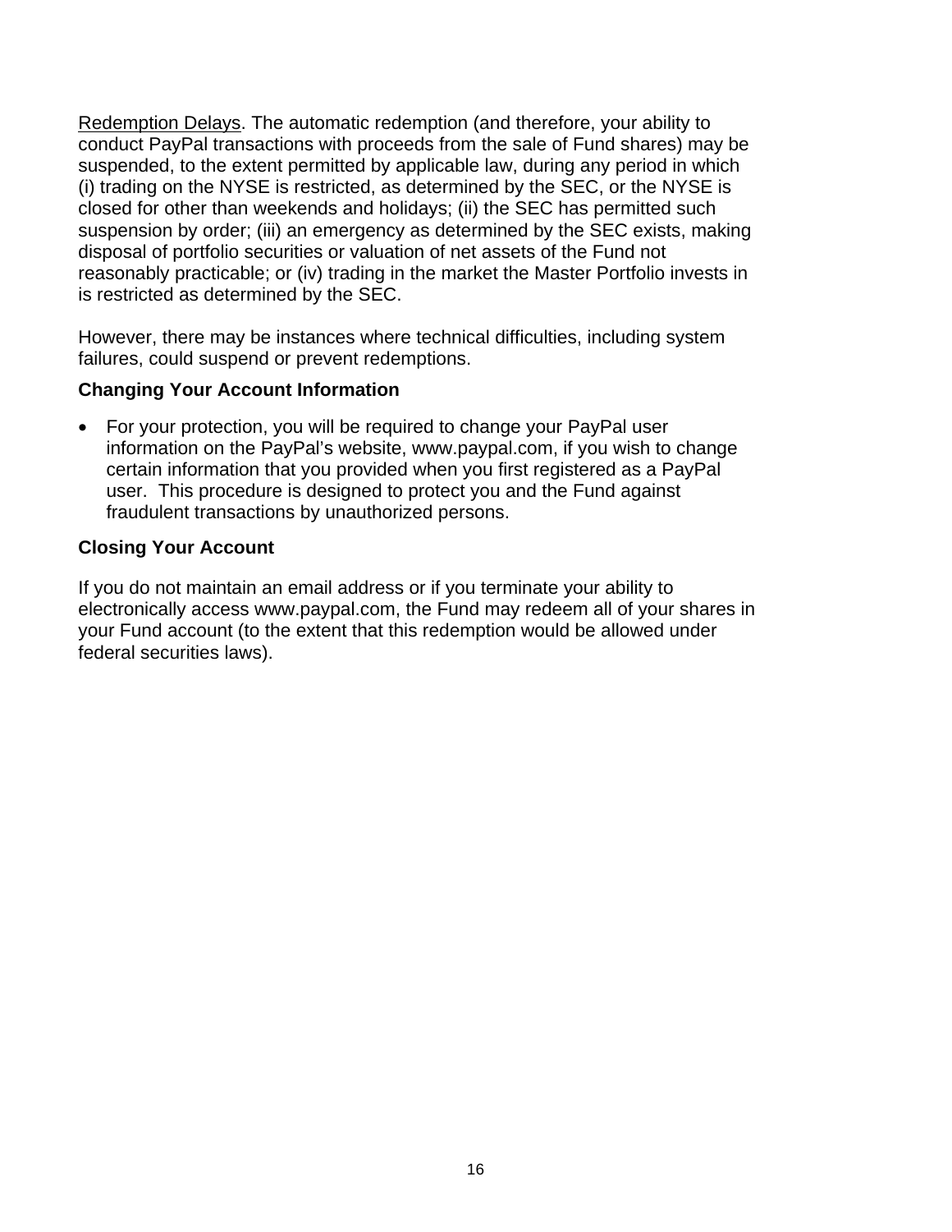<u>Redemption Delays</u>. The automatic redemption (and therefore, your ability to conduct PayPal transactions with proceeds from the sale of Fund shares) may be suspended, to the extent permitted by applicable law, during any period in which (i) trading on the NYSE is restricted, as determined by the SEC, or the NYSE is closed for other than weekends and holidays; (ii) the SEC has permitted such suspension by order; (iii) an emergency as determined by the SEC exists, making disposal of portfolio securities or valuation of net assets of the Fund not reasonably practicable; or (iv) trading in the market the Master Portfolio invests in is restricted as determined by the SEC.

However, there may be instances where technical difficulties, including system failures, could suspend or prevent redemptions.

**Changing Your Account Information**

- For your protection, you will be required to change your PayPal user information on the PayPal's website, www.paypal.com, if you wish to change certain information that you provided when you first registered as a PayPal user. This procedure is designed to protect you and the Fund against fraudulent transactions by unauthorized persons.

**Closing Your Account**

If you do not maintain an email address or if you terminate your ability to electronically access www.paypal.com, the Fund may redeem all of your shares in your Fund account (to the extent that this redemption would be allowed under federal securities laws).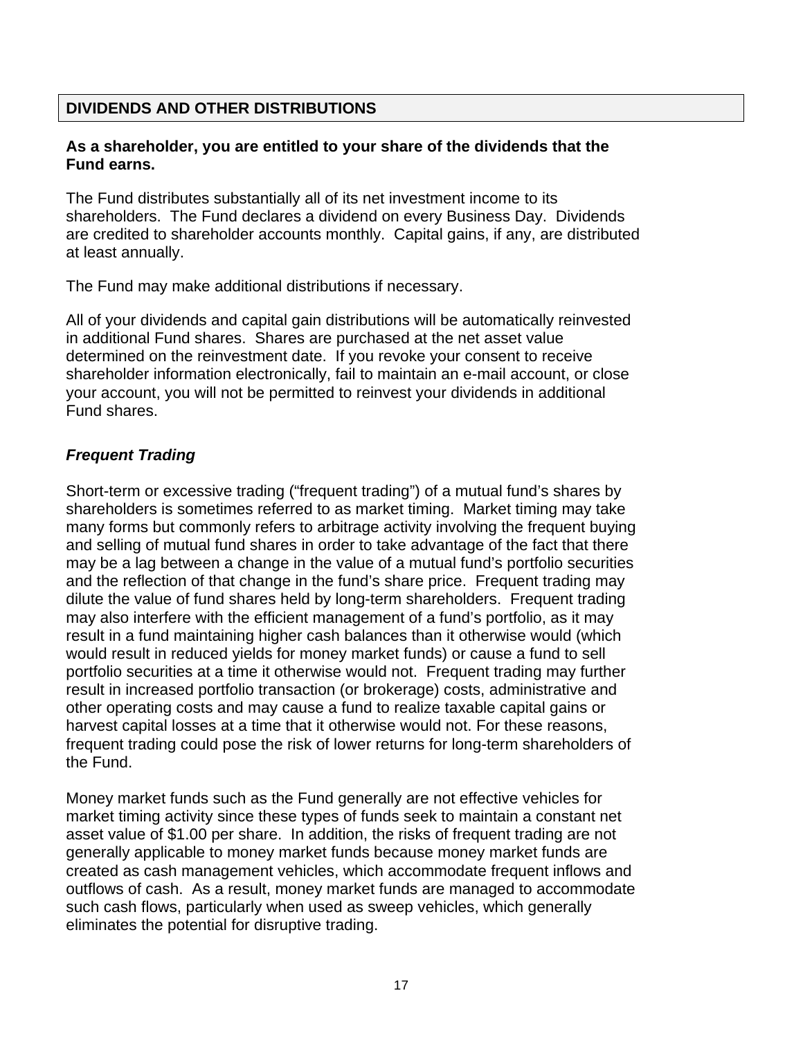## DIVIDENDS AND OTHER DISTRIBUTIONS

**As a shareholder, you are entitled to your share of the dividends that the Fund earns.**

The Fund distributes substantially all of its net investment income to its shareholders. The Fund declares a dividend on every Business Day. Dividends are credited to shareholder accounts monthly. Capital gains, if any, are distributed at least annually.

The Fund may make additional distributions if necessary.

All of your dividends and capital gain distributions will be automatically reinvested in additional Fund shares. Shares are purchased at the net asset value determined on the reinvestment date. If you revoke your consent to receive shareholder information electronically, fail to maintain an e-mail account, or close your account, you will not be permitted to reinvest your dividends in additional Fund shares.

### *Frequent Trading*

Short-term or excessive trading ("frequent trading") of a mutual fund's shares by shareholders is sometimes referred to as market timing. Market timing may take many forms but commonly refers to arbitrage activity involving the frequent buying and selling of mutual fund shares in order to take advantage of the fact that there may be a lag between a change in the value of a mutual fund's portfolio securities and the reflection of that change in the fund's share price. Frequent trading may dilute the value of fund shares held by long-term shareholders. Frequent trading may also interfere with the efficient management of a fund's portfolio, as it may result in a fund maintaining higher cash balances than it otherwise would (which would result in reduced yields for money market funds) or cause a fund to sell portfolio securities at a time it otherwise would not. Frequent trading may further result in increased portfolio transaction (or brokerage) costs, administrative and other operating costs and may cause a fund to realize taxable capital gains or harvest capital losses at a time that it otherwise would not. For these reasons, frequent trading could pose the risk of lower returns for long-term shareholders of the Fund.

Money market funds such as the Fund generally are not effective vehicles for market timing activity since these types of funds seek to maintain a constant net asset value of $1.00 per share. In addition, the risks of frequent trading are not generally applicable to money market funds because money market funds are created as cash management vehicles, which accommodate frequent inflows and outflows of cash. As a result, money market funds are managed to accommodate such cash flows, particularly when used as sweep vehicles, which generally eliminates the potential for disruptive trading.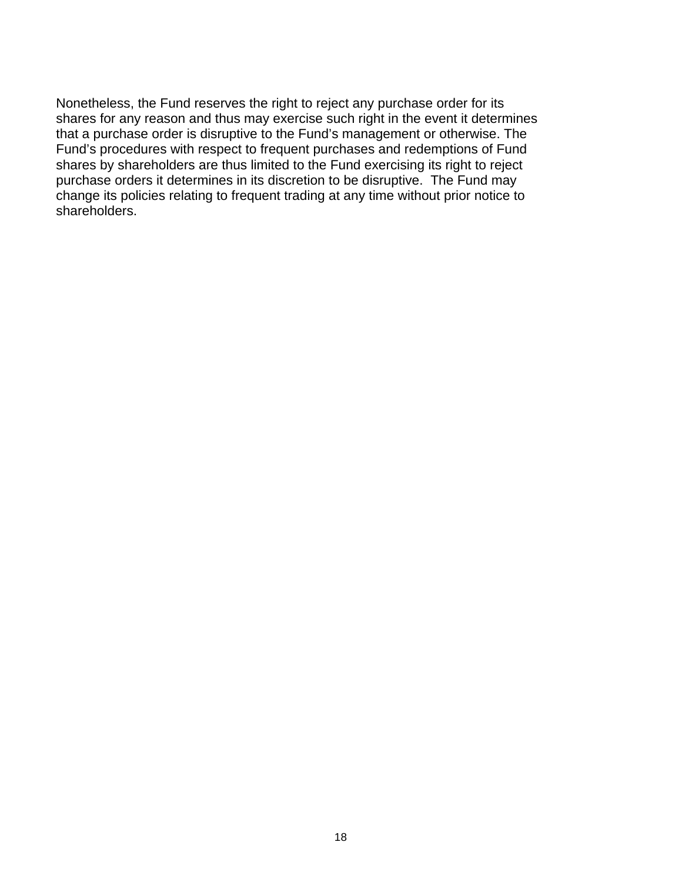Nonetheless, the Fund reserves the right to reject any purchase order for its shares for any reason and thus may exercise such right in the event it determines that a purchase order is disruptive to the Fund's management or otherwise. The Fund's procedures with respect to frequent purchases and redemptions of Fund shares by shareholders are thus limited to the Fund exercising its right to reject purchase orders it determines in its discretion to be disruptive. The Fund may change its policies relating to frequent trading at any time without prior notice to shareholders.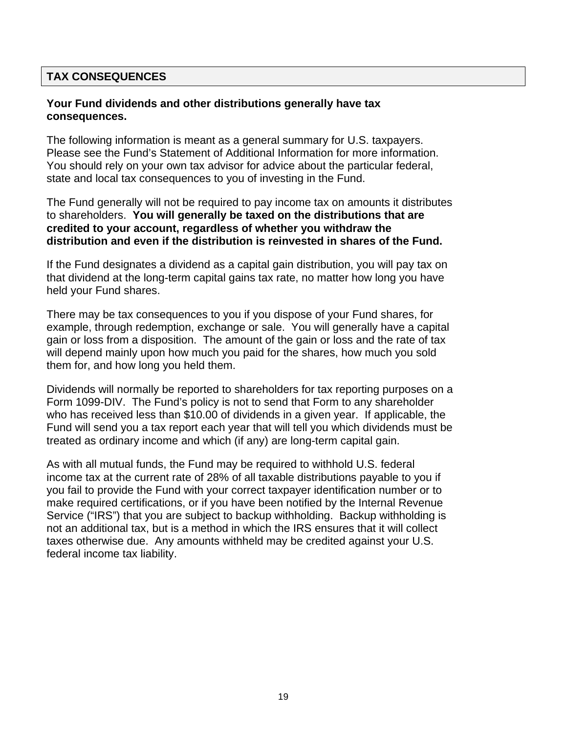## TAX CONSEQUENCES

**Your Fund dividends and other distributions generally have tax consequences.**

The following information is meant as a general summary for U.S. taxpayers. Please see the Fund's Statement of Additional Information for more information. You should rely on your own tax advisor for advice about the particular federal, state and local tax consequences to you of investing in the Fund.

The Fund generally will not be required to pay income tax on amounts it distributes to shareholders. **You will generally be taxed on the distributions that are credited to your account, regardless of whether you withdraw the distribution and even if the distribution is reinvested in shares of the Fund.**

If the Fund designates a dividend as a capital gain distribution, you will pay tax on that dividend at the long-term capital gains tax rate, no matter how long you have held your Fund shares.

There may be tax consequences to you if you dispose of your Fund shares, for example, through redemption, exchange or sale. You will generally have a capital gain or loss from a disposition. The amount of the gain or loss and the rate of tax will depend mainly upon how much you paid for the shares, how much you sold them for, and how long you held them.

Dividends will normally be reported to shareholders for tax reporting purposes on a Form 1099-DIV. The Fund's policy is not to send that Form to any shareholder who has received less than $10.00 of dividends in a given year. If applicable, the Fund will send you a tax report each year that will tell you which dividends must be treated as ordinary income and which (if any) are long-term capital gain.

As with all mutual funds, the Fund may be required to withhold U.S. federal income tax at the current rate of 28% of all taxable distributions payable to you if you fail to provide the Fund with your correct taxpayer identification number or to make required certifications, or if you have been notified by the Internal Revenue Service ("IRS") that you are subject to backup withholding. Backup withholding is not an additional tax, but is a method in which the IRS ensures that it will collect taxes otherwise due. Any amounts withheld may be credited against your U.S. federal income tax liability.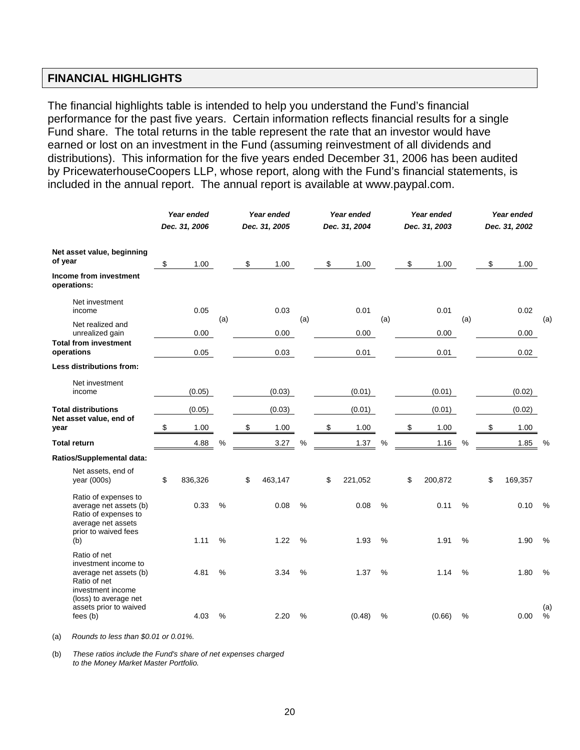## FINANCIAL HIGHLIGHTS

The financial highlights table is intended to help you understand the Fund's financial performance for the past five years. Certain information reflects financial results for a single Fund share. The total returns in the table represent the rate that an investor would have earned or lost on an investment in the Fund (assuming reinvestment of all dividends and distributions). This information for the five years ended December 31, 2006 has been audited by PricewaterhouseCoopers LLP, whose report, along with the Fund's financial statements, is included in the annual report. The annual report is available at www.paypal.com.

| | *Year ended Dec. 31, 2006* | *Year ended Dec. 31, 2005* | *Year ended Dec. 31, 2004* | *Year ended Dec. 31, 2003* | *Year ended Dec. 31, 2002* |
|---|---|---|---|---|---|
| **Net asset value, beginning of year** | $ 1.00 | $ 1.00 | $ 1.00 | $ 1.00 | $ 1.00 |
| **Income from investment operations:** | | | | | |
| Net investment income | 0.05 | 0.03 | 0.01 | 0.01 | 0.02 |
| Net realized and unrealized gain | 0.00 (a) | 0.00 (a) | 0.00 (a) | 0.00 (a) | 0.00 (a) |
| **Total from investment operations** | 0.05 | 0.03 | 0.01 | 0.01 | 0.02 |
| **Less distributions from:** | | | | | |
| Net investment income | (0.05) | (0.03) | (0.01) | (0.01) | (0.02) |
| **Total distributions** | (0.05) | (0.03) | (0.01) | (0.01) | (0.02) |
| **Net asset value, end of year** | $ 1.00 | $ 1.00 | $ 1.00 | $ 1.00 | $ 1.00 |
| **Total return** | 4.88 % | 3.27 % | 1.37 % | 1.16 % | 1.85 % |
| **Ratios/Supplemental data:** | | | | | |
| Net assets, end of year (000s) | $ 836,326 | $ 463,147 | $ 221,052 | $ 200,872 | $ 169,357 |
| Ratio of expenses to average net assets (b) | 0.33 % | 0.08 % | 0.08 % | 0.11 % | 0.10 % |
| Ratio of expenses to average net assets prior to waived fees (b) | 1.11 % | 1.22 % | 1.93 % | 1.91 % | 1.90 % |
| Ratio of net investment income to average net assets (b) | 4.81 % | 3.34 % | 1.37 % | 1.14 % | 1.80 % |
| Ratio of net investment income (loss) to average net assets prior to waived fees (b) | 4.03 % | 2.20 % | (0.48) % | (0.66) % | 0.00 % (a) |

(a) *Rounds to less than $0.01 or 0.01%.*

(b) *These ratios include the Fund's share of net expenses charged to the Money Market Master Portfolio.*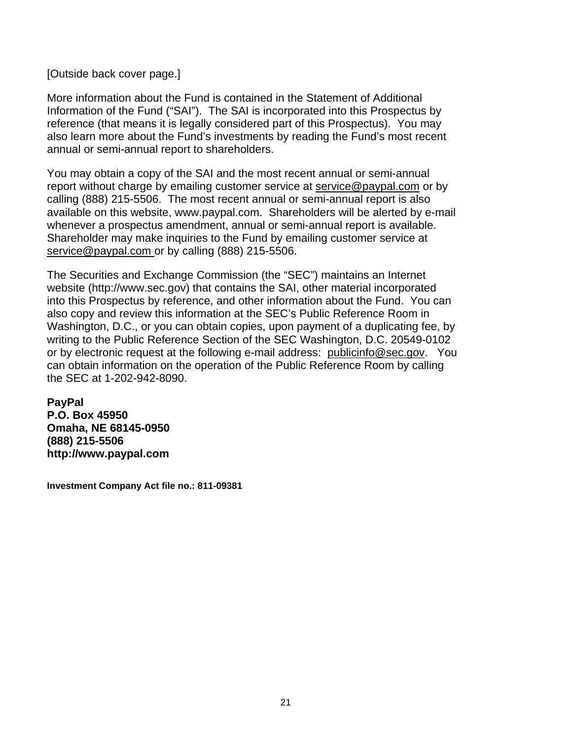[Outside back cover page.]

More information about the Fund is contained in the Statement of Additional Information of the Fund ("SAI"). The SAI is incorporated into this Prospectus by reference (that means it is legally considered part of this Prospectus). You may also learn more about the Fund's investments by reading the Fund's most recent annual or semi-annual report to shareholders.

You may obtain a copy of the SAI and the most recent annual or semi-annual report without charge by emailing customer service at service@paypal.com or by calling (888) 215-5506. The most recent annual or semi-annual report is also available on this website, www.paypal.com. Shareholders will be alerted by e-mail whenever a prospectus amendment, annual or semi-annual report is available. Shareholder may make inquiries to the Fund by emailing customer service at service@paypal.com or by calling (888) 215-5506.

The Securities and Exchange Commission (the "SEC") maintains an Internet website (http://www.sec.gov) that contains the SAI, other material incorporated into this Prospectus by reference, and other information about the Fund. You can also copy and review this information at the SEC's Public Reference Room in Washington, D.C., or you can obtain copies, upon payment of a duplicating fee, by writing to the Public Reference Section of the SEC Washington, D.C. 20549-0102 or by electronic request at the following e-mail address: publicinfo@sec.gov. You can obtain information on the operation of the Public Reference Room by calling the SEC at 1-202-942-8090.

**PayPal**
**P.O. Box 45950**
**Omaha, NE 68145-0950**
**(888) 215-5506**
**http://www.paypal.com**

**Investment Company Act file no.: 811-09381**